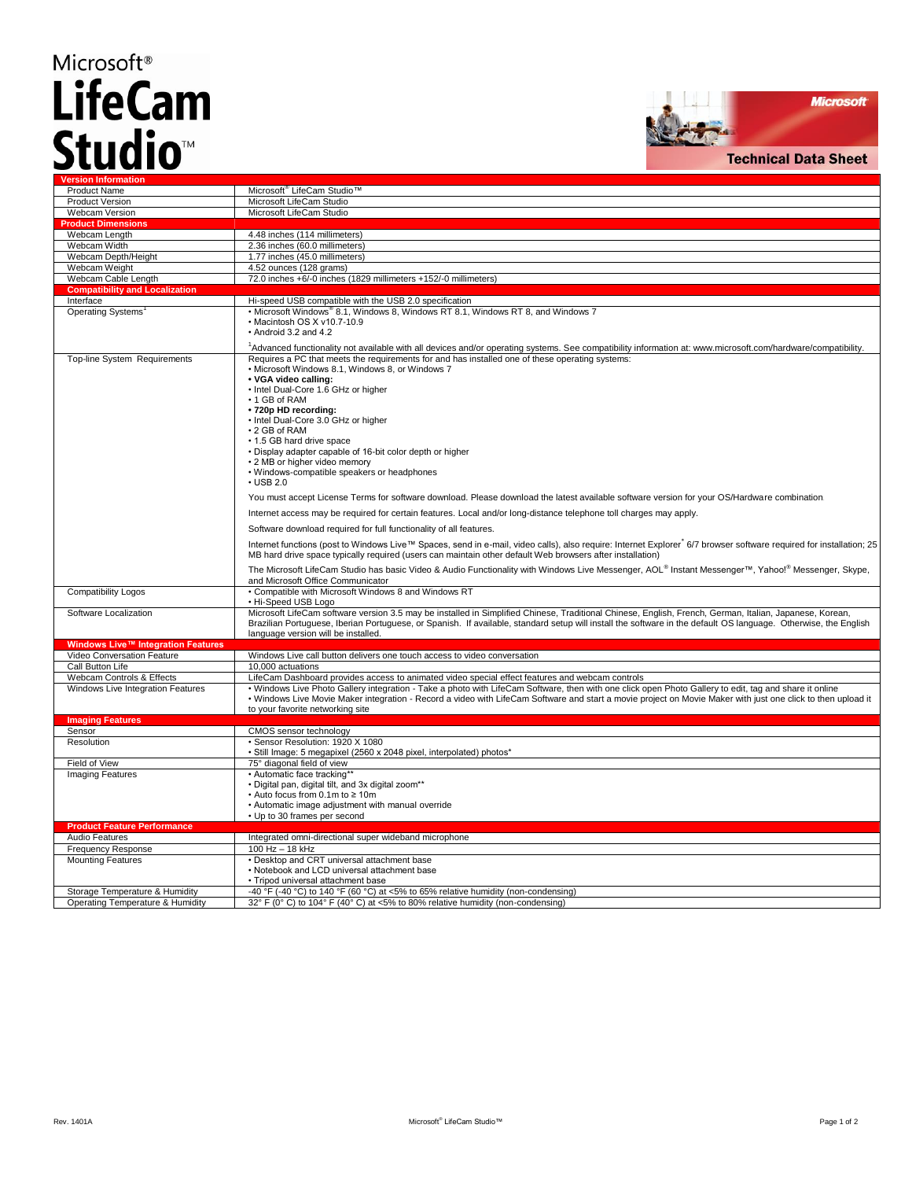# Microsoft® LifeCam Studio™

## Technical Data Sheet

| Version Information | |
|---|---|
| Product Name | Microsoft® LifeCam Studio™ |
| Product Version | Microsoft LifeCam Studio |
| Webcam Version | Microsoft LifeCam Studio |
| **Product Dimensions** | |
| Webcam Length | 4.48 inches (114 millimeters) |
| Webcam Width | 2.36 inches (60.0 millimeters) |
| Webcam Depth/Height | 1.77 inches (45.0 millimeters) |
| Webcam Weight | 4.52 ounces (128 grams) |
| Webcam Cable Length | 72.0 inches +6/-0 inches (1829 millimeters +152/-0 millimeters) |
| **Compatibility and Localization** | |
| Interface | Hi-speed USB compatible with the USB 2.0 specification |
| Operating Systems[1] | • Microsoft Windows® 8.1, Windows 8, Windows RT 8.1, Windows RT 8, and Windows 7<br>• Macintosh OS X v10.7-10.9<br>• Android 3.2 and 4.2<br><br>[1]Advanced functionality not available with all devices and/or operating systems. See compatibility information at: www.microsoft.com/hardware/compatibility. |
| Top-line System Requirements | Requires a PC that meets the requirements for and has installed one of these operating systems:<br>• Microsoft Windows 8.1, Windows 8, or Windows 7<br>**• VGA video calling:**<br>• Intel Dual-Core 1.6 GHz or higher<br>• 1 GB of RAM<br>**• 720p HD recording:**<br>• Intel Dual-Core 3.0 GHz or higher<br>• 2 GB of RAM<br>• 1.5 GB hard drive space<br>• Display adapter capable of 16-bit color depth or higher<br>• 2 MB or higher video memory<br>• Windows-compatible speakers or headphones<br>• USB 2.0<br><br>You must accept License Terms for software download. Please download the latest available software version for your OS/Hardware combination<br><br>Internet access may be required for certain features. Local and/or long-distance telephone toll charges may apply.<br><br>Software download required for full functionality of all features.<br><br>Internet functions (post to Windows Live™ Spaces, send in e-mail, video calls), also require: Internet Explorer® 6/7 browser software required for installation; 25 MB hard drive space typically required (users can maintain other default Web browsers after installation)<br><br>The Microsoft LifeCam Studio has basic Video & Audio Functionality with Windows Live Messenger, AOL® Instant Messenger™, Yahoo!® Messenger, Skype, and Microsoft Office Communicator |
| Compatibility Logos | • Compatible with Microsoft Windows 8 and Windows RT<br>• Hi-Speed USB Logo |
| Software Localization | Microsoft LifeCam software version 3.5 may be installed in Simplified Chinese, Traditional Chinese, English, French, German, Italian, Japanese, Korean, Brazilian Portuguese, Iberian Portuguese, or Spanish. If available, standard setup will install the software in the default OS language. Otherwise, the English language version will be installed. |
| **Windows Live™ Integration Features** | |
| Video Conversation Feature | Windows Live call button delivers one touch access to video conversation |
| Call Button Life | 10,000 actuations |
| Webcam Controls & Effects | LifeCam Dashboard provides access to animated video special effect features and webcam controls |
| Windows Live Integration Features | • Windows Live Photo Gallery integration - Take a photo with LifeCam Software, then with one click open Photo Gallery to edit, tag and share it online<br>• Windows Live Movie Maker integration - Record a video with LifeCam Software and start a movie project on Movie Maker with just one click to then upload it to your favorite networking site |
| **Imaging Features** | |
| Sensor | CMOS sensor technology |
| Resolution | • Sensor Resolution: 1920 X 1080<br>• Still Image: 5 megapixel (2560 x 2048 pixel, interpolated) photos* |
| Field of View | 75° diagonal field of view |
| Imaging Features | • Automatic face tracking**<br>• Digital pan, digital tilt, and 3x digital zoom**<br>• Auto focus from 0.1m to ≥ 10m<br>• Automatic image adjustment with manual override<br>• Up to 30 frames per second |
| **Product Feature Performance** | |
| Audio Features | Integrated omni-directional super wideband microphone |
| Frequency Response | 100 Hz – 18 kHz |
| Mounting Features | • Desktop and CRT universal attachment base<br>• Notebook and LCD universal attachment base<br>• Tripod universal attachment base |
| Storage Temperature & Humidity | -40 °F (-40 °C) to 140 °F (60 °C) at <5% to 65% relative humidity (non-condensing) |
| Operating Temperature & Humidity | 32° F (0° C) to 104° F (40° C) at <5% to 80% relative humidity (non-condensing) |

Rev. 1401A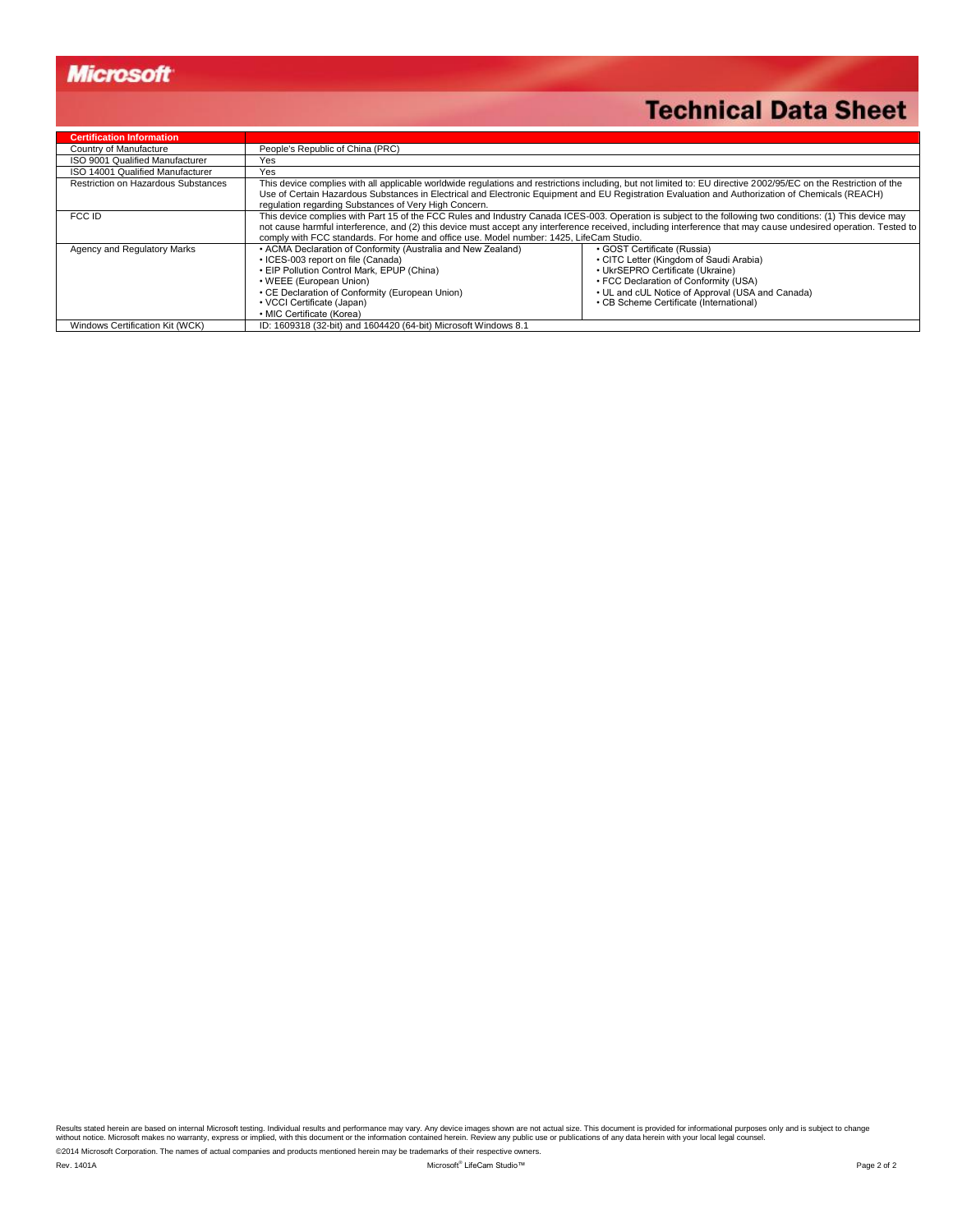| Certification Information | |
|---|---|
| Country of Manufacture | People's Republic of China (PRC) |
| ISO 9001 Qualified Manufacturer | Yes |
| ISO 14001 Qualified Manufacturer | Yes |
| Restriction on Hazardous Substances | This device complies with all applicable worldwide regulations and restrictions including, but not limited to: EU directive 2002/95/EC on the Restriction of the Use of Certain Hazardous Substances in Electrical and Electronic Equipment and EU Registration Evaluation and Authorization of Chemicals (REACH) regulation regarding Substances of Very High Concern. |
| FCC ID | This device complies with Part 15 of the FCC Rules and Industry Canada ICES-003. Operation is subject to the following two conditions: (1) This device may not cause harmful interference, and (2) this device must accept any interference received, including interference that may cause undesired operation. Tested to comply with FCC standards. For home and office use. Model number: 1425, LifeCam Studio. |
| Agency and Regulatory Marks | • ACMA Declaration of Conformity (Australia and New Zealand)<br>• ICES-003 report on file (Canada)<br>• EIP Pollution Control Mark, EPUP (China)<br>• WEEE (European Union)<br>• CE Declaration of Conformity (European Union)<br>• VCCI Certificate (Japan)<br>• MIC Certificate (Korea)<br>• GOST Certificate (Russia)<br>• CITC Letter (Kingdom of Saudi Arabia)<br>• UkrSEPRO Certificate (Ukraine)<br>• FCC Declaration of Conformity (USA)<br>• UL and cUL Notice of Approval (USA and Canada)<br>• CB Scheme Certificate (International) |
| Windows Certification Kit (WCK) | ID: 1609318 (32-bit) and 1604420 (64-bit) Microsoft Windows 8.1 |

Results stated herein are based on internal Microsoft testing. Individual results and performance may vary. Any device images shown are not actual size. This document is provided for informational purposes only and is subject to change without notice. Microsoft makes no warranty, express or implied, with this document or the information contained herein. Review any public use or publications of any data herein with your local legal counsel.

©2014 Microsoft Corporation. The names of actual companies and products mentioned herein may be trademarks of their respective owners.

Rev. 1401A